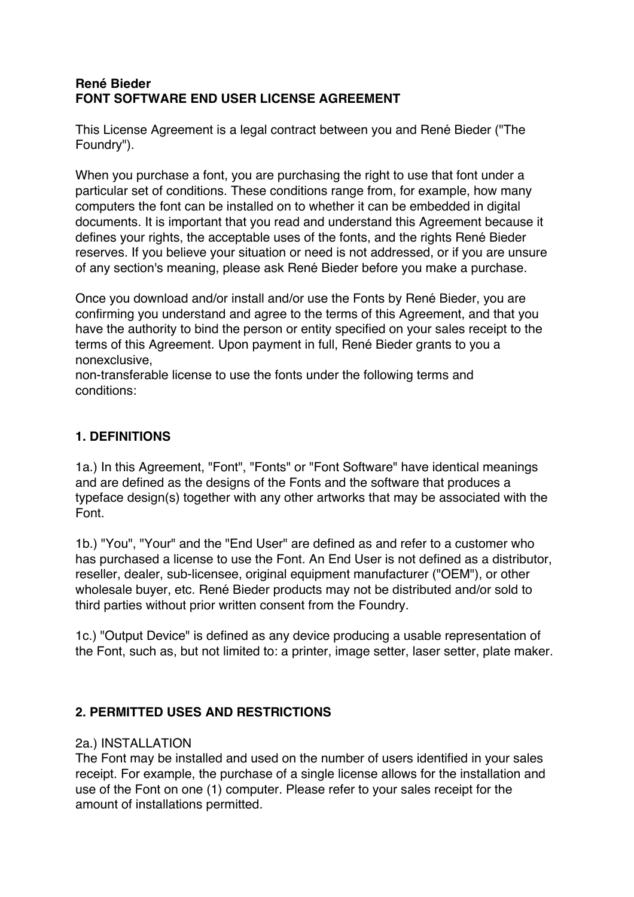**René Bieder**
**FONT SOFTWARE END USER LICENSE AGREEMENT**

This License Agreement is a legal contract between you and René Bieder ("The Foundry").

When you purchase a font, you are purchasing the right to use that font under a particular set of conditions. These conditions range from, for example, how many computers the font can be installed on to whether it can be embedded in digital documents. It is important that you read and understand this Agreement because it defines your rights, the acceptable uses of the fonts, and the rights René Bieder reserves. If you believe your situation or need is not addressed, or if you are unsure of any section's meaning, please ask René Bieder before you make a purchase.

Once you download and/or install and/or use the Fonts by René Bieder, you are confirming you understand and agree to the terms of this Agreement, and that you have the authority to bind the person or entity specified on your sales receipt to the terms of this Agreement. Upon payment in full, René Bieder grants to you a nonexclusive,
non-transferable license to use the fonts under the following terms and conditions:

## 1. DEFINITIONS

1a.) In this Agreement, "Font", "Fonts" or "Font Software" have identical meanings and are defined as the designs of the Fonts and the software that produces a typeface design(s) together with any other artworks that may be associated with the Font.

1b.) "You", "Your" and the "End User" are defined as and refer to a customer who has purchased a license to use the Font. An End User is not defined as a distributor, reseller, dealer, sub-licensee, original equipment manufacturer ("OEM"), or other wholesale buyer, etc. René Bieder products may not be distributed and/or sold to third parties without prior written consent from the Foundry.

1c.) "Output Device" is defined as any device producing a usable representation of the Font, such as, but not limited to: a printer, image setter, laser setter, plate maker.

## 2. PERMITTED USES AND RESTRICTIONS

2a.) INSTALLATION
The Font may be installed and used on the number of users identified in your sales receipt. For example, the purchase of a single license allows for the installation and use of the Font on one (1) computer. Please refer to your sales receipt for the amount of installations permitted.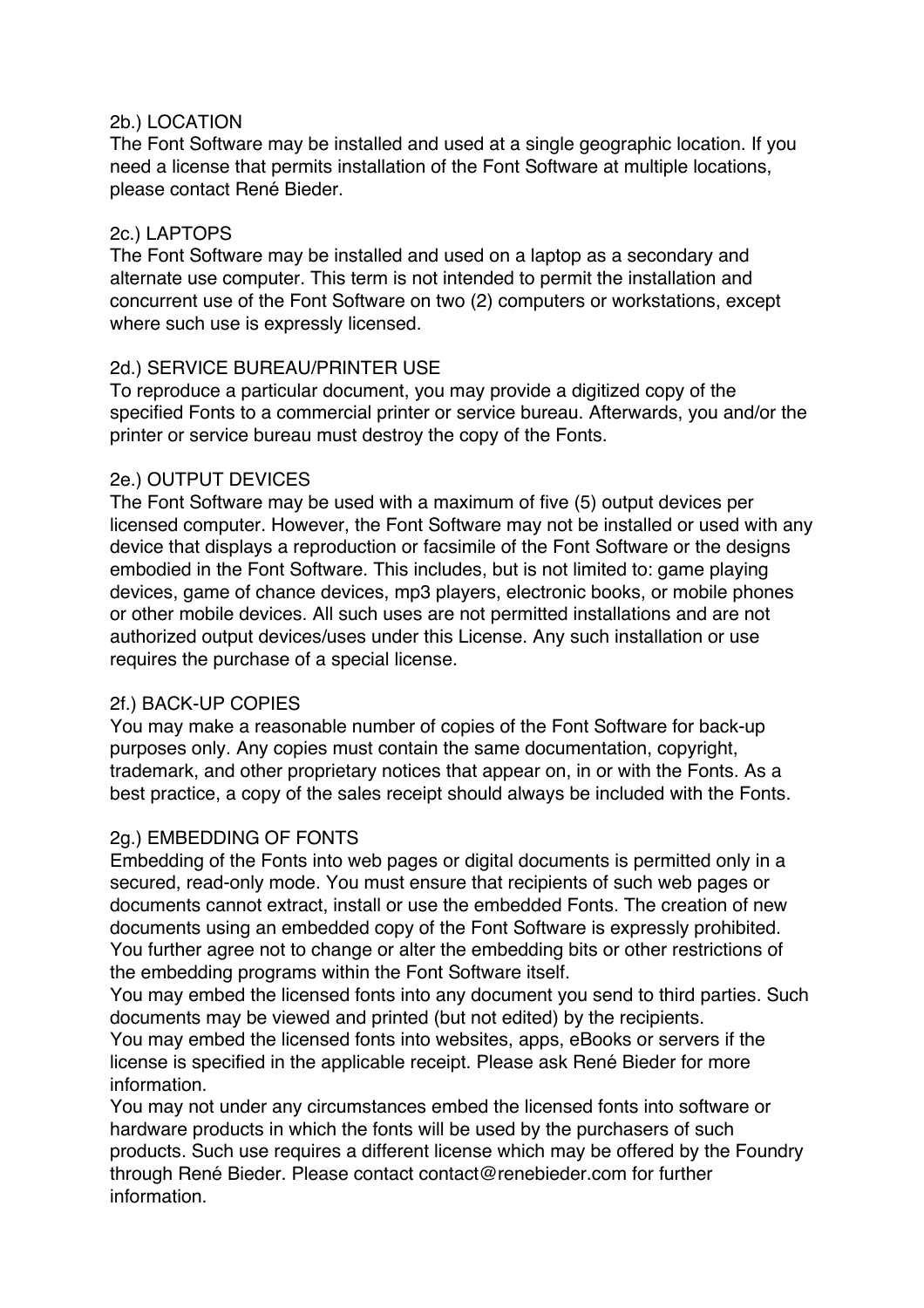2b.) LOCATION
The Font Software may be installed and used at a single geographic location. If you need a license that permits installation of the Font Software at multiple locations, please contact René Bieder.

2c.) LAPTOPS
The Font Software may be installed and used on a laptop as a secondary and alternate use computer. This term is not intended to permit the installation and concurrent use of the Font Software on two (2) computers or workstations, except where such use is expressly licensed.

2d.) SERVICE BUREAU/PRINTER USE
To reproduce a particular document, you may provide a digitized copy of the specified Fonts to a commercial printer or service bureau. Afterwards, you and/or the printer or service bureau must destroy the copy of the Fonts.

2e.) OUTPUT DEVICES
The Font Software may be used with a maximum of five (5) output devices per licensed computer. However, the Font Software may not be installed or used with any device that displays a reproduction or facsimile of the Font Software or the designs embodied in the Font Software. This includes, but is not limited to: game playing devices, game of chance devices, mp3 players, electronic books, or mobile phones or other mobile devices. All such uses are not permitted installations and are not authorized output devices/uses under this License. Any such installation or use requires the purchase of a special license.

2f.) BACK-UP COPIES
You may make a reasonable number of copies of the Font Software for back-up purposes only. Any copies must contain the same documentation, copyright, trademark, and other proprietary notices that appear on, in or with the Fonts. As a best practice, a copy of the sales receipt should always be included with the Fonts.

2g.) EMBEDDING OF FONTS
Embedding of the Fonts into web pages or digital documents is permitted only in a secured, read-only mode. You must ensure that recipients of such web pages or documents cannot extract, install or use the embedded Fonts. The creation of new documents using an embedded copy of the Font Software is expressly prohibited. You further agree not to change or alter the embedding bits or other restrictions of the embedding programs within the Font Software itself.
You may embed the licensed fonts into any document you send to third parties. Such documents may be viewed and printed (but not edited) by the recipients.
You may embed the licensed fonts into websites, apps, eBooks or servers if the license is specified in the applicable receipt. Please ask René Bieder for more information.
You may not under any circumstances embed the licensed fonts into software or hardware products in which the fonts will be used by the purchasers of such products. Such use requires a different license which may be offered by the Foundry through René Bieder. Please contact contact@renebieder.com for further information.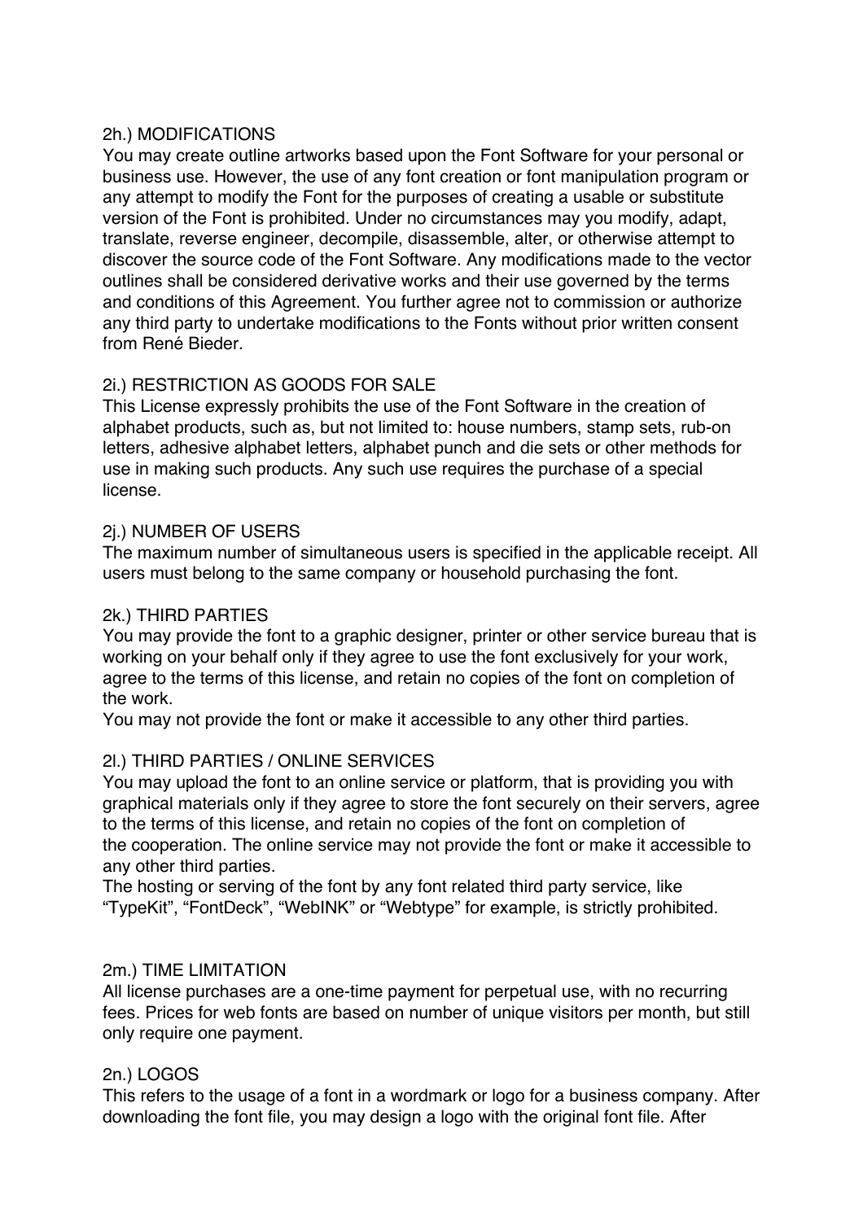## 2h.) MODIFICATIONS

You may create outline artworks based upon the Font Software for your personal or business use. However, the use of any font creation or font manipulation program or any attempt to modify the Font for the purposes of creating a usable or substitute version of the Font is prohibited. Under no circumstances may you modify, adapt, translate, reverse engineer, decompile, disassemble, alter, or otherwise attempt to discover the source code of the Font Software. Any modifications made to the vector outlines shall be considered derivative works and their use governed by the terms and conditions of this Agreement. You further agree not to commission or authorize any third party to undertake modifications to the Fonts without prior written consent from René Bieder.

## 2i.) RESTRICTION AS GOODS FOR SALE

This License expressly prohibits the use of the Font Software in the creation of alphabet products, such as, but not limited to: house numbers, stamp sets, rub-on letters, adhesive alphabet letters, alphabet punch and die sets or other methods for use in making such products. Any such use requires the purchase of a special license.

## 2j.) NUMBER OF USERS

The maximum number of simultaneous users is specified in the applicable receipt. All users must belong to the same company or household purchasing the font.

## 2k.) THIRD PARTIES

You may provide the font to a graphic designer, printer or other service bureau that is working on your behalf only if they agree to use the font exclusively for your work, agree to the terms of this license, and retain no copies of the font on completion of the work.

You may not provide the font or make it accessible to any other third parties.

## 2l.) THIRD PARTIES / ONLINE SERVICES

You may upload the font to an online service or platform, that is providing you with graphical materials only if they agree to store the font securely on their servers, agree to the terms of this license, and retain no copies of the font on completion of the cooperation. The online service may not provide the font or make it accessible to any other third parties.

The hosting or serving of the font by any font related third party service, like “TypeKit”, “FontDeck”, “WebINK” or “Webtype” for example, is strictly prohibited.

## 2m.) TIME LIMITATION

All license purchases are a one-time payment for perpetual use, with no recurring fees. Prices for web fonts are based on number of unique visitors per month, but still only require one payment.

## 2n.) LOGOS

This refers to the usage of a font in a wordmark or logo for a business company. After downloading the font file, you may design a logo with the original font file. After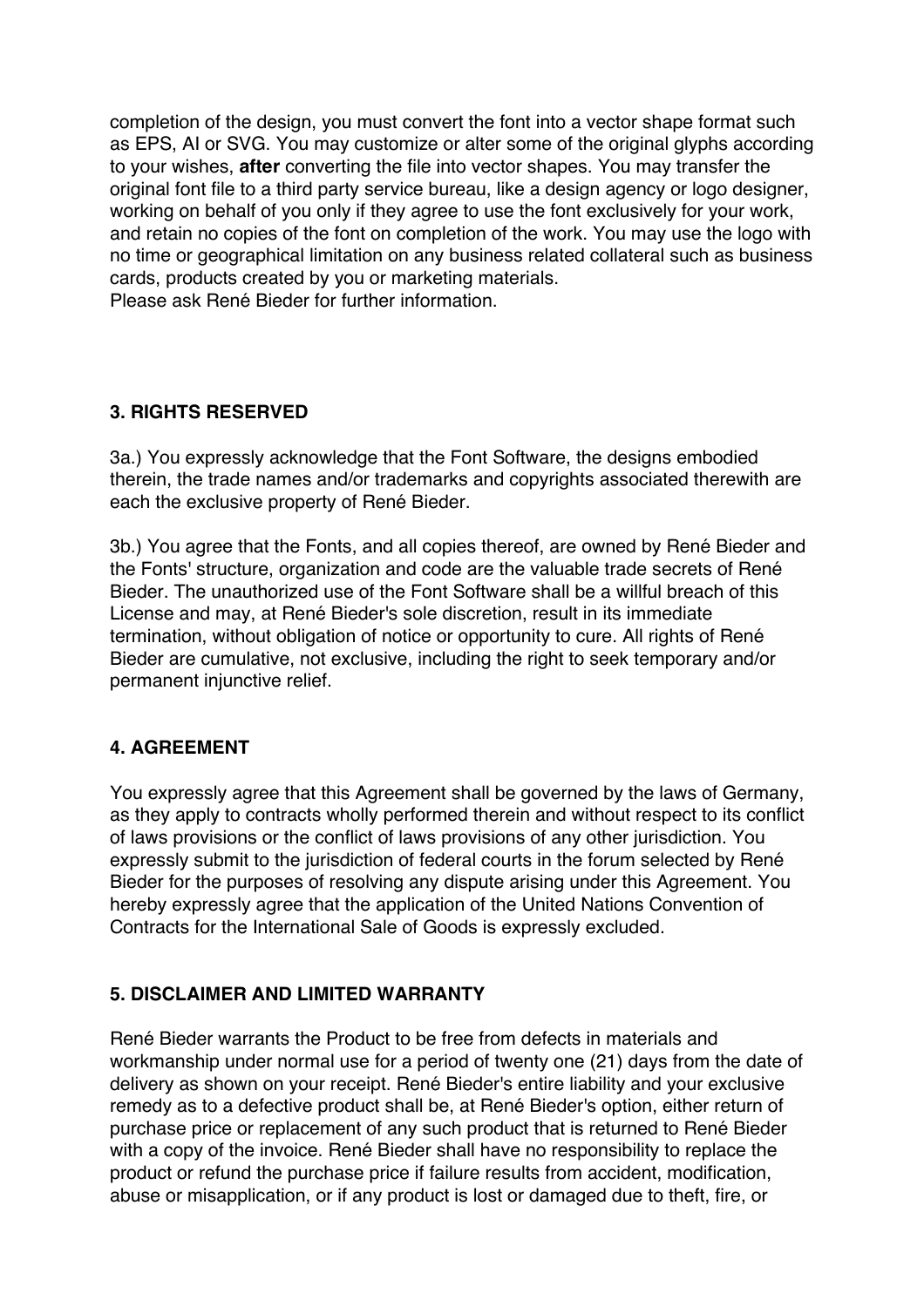completion of the design, you must convert the font into a vector shape format such as EPS, AI or SVG. You may customize or alter some of the original glyphs according to your wishes, **after** converting the file into vector shapes. You may transfer the original font file to a third party service bureau, like a design agency or logo designer, working on behalf of you only if they agree to use the font exclusively for your work, and retain no copies of the font on completion of the work. You may use the logo with no time or geographical limitation on any business related collateral such as business cards, products created by you or marketing materials.
Please ask René Bieder for further information.

### 3. RIGHTS RESERVED

3a.) You expressly acknowledge that the Font Software, the designs embodied therein, the trade names and/or trademarks and copyrights associated therewith are each the exclusive property of René Bieder.

3b.) You agree that the Fonts, and all copies thereof, are owned by René Bieder and the Fonts' structure, organization and code are the valuable trade secrets of René Bieder. The unauthorized use of the Font Software shall be a willful breach of this License and may, at René Bieder's sole discretion, result in its immediate termination, without obligation of notice or opportunity to cure. All rights of René Bieder are cumulative, not exclusive, including the right to seek temporary and/or permanent injunctive relief.

### 4. AGREEMENT

You expressly agree that this Agreement shall be governed by the laws of Germany, as they apply to contracts wholly performed therein and without respect to its conflict of laws provisions or the conflict of laws provisions of any other jurisdiction. You expressly submit to the jurisdiction of federal courts in the forum selected by René Bieder for the purposes of resolving any dispute arising under this Agreement. You hereby expressly agree that the application of the United Nations Convention of Contracts for the International Sale of Goods is expressly excluded.

### 5. DISCLAIMER AND LIMITED WARRANTY

René Bieder warrants the Product to be free from defects in materials and workmanship under normal use for a period of twenty one (21) days from the date of delivery as shown on your receipt. René Bieder's entire liability and your exclusive remedy as to a defective product shall be, at René Bieder's option, either return of purchase price or replacement of any such product that is returned to René Bieder with a copy of the invoice. René Bieder shall have no responsibility to replace the product or refund the purchase price if failure results from accident, modification, abuse or misapplication, or if any product is lost or damaged due to theft, fire, or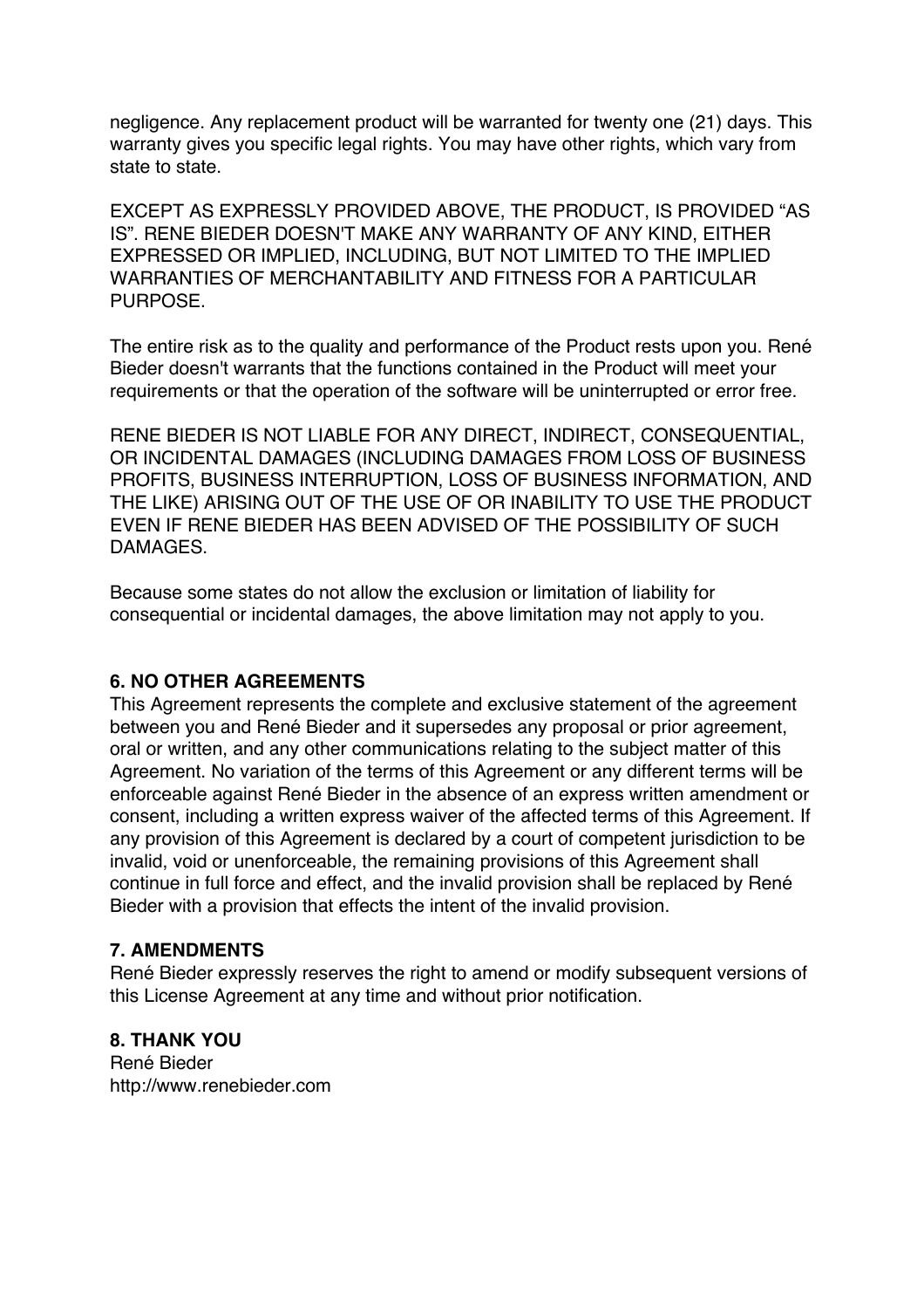negligence. Any replacement product will be warranted for twenty one (21) days. This warranty gives you specific legal rights. You may have other rights, which vary from state to state.

EXCEPT AS EXPRESSLY PROVIDED ABOVE, THE PRODUCT, IS PROVIDED "AS IS". RENE BIEDER DOESN'T MAKE ANY WARRANTY OF ANY KIND, EITHER EXPRESSED OR IMPLIED, INCLUDING, BUT NOT LIMITED TO THE IMPLIED WARRANTIES OF MERCHANTABILITY AND FITNESS FOR A PARTICULAR PURPOSE.

The entire risk as to the quality and performance of the Product rests upon you. René Bieder doesn't warrants that the functions contained in the Product will meet your requirements or that the operation of the software will be uninterrupted or error free.

RENE BIEDER IS NOT LIABLE FOR ANY DIRECT, INDIRECT, CONSEQUENTIAL, OR INCIDENTAL DAMAGES (INCLUDING DAMAGES FROM LOSS OF BUSINESS PROFITS, BUSINESS INTERRUPTION, LOSS OF BUSINESS INFORMATION, AND THE LIKE) ARISING OUT OF THE USE OF OR INABILITY TO USE THE PRODUCT EVEN IF RENE BIEDER HAS BEEN ADVISED OF THE POSSIBILITY OF SUCH DAMAGES.

Because some states do not allow the exclusion or limitation of liability for consequential or incidental damages, the above limitation may not apply to you.

**6. NO OTHER AGREEMENTS**

This Agreement represents the complete and exclusive statement of the agreement between you and René Bieder and it supersedes any proposal or prior agreement, oral or written, and any other communications relating to the subject matter of this Agreement. No variation of the terms of this Agreement or any different terms will be enforceable against René Bieder in the absence of an express written amendment or consent, including a written express waiver of the affected terms of this Agreement. If any provision of this Agreement is declared by a court of competent jurisdiction to be invalid, void or unenforceable, the remaining provisions of this Agreement shall continue in full force and effect, and the invalid provision shall be replaced by René Bieder with a provision that effects the intent of the invalid provision.

**7. AMENDMENTS**

René Bieder expressly reserves the right to amend or modify subsequent versions of this License Agreement at any time and without prior notification.

**8. THANK YOU**

René Bieder
http://www.renebieder.com